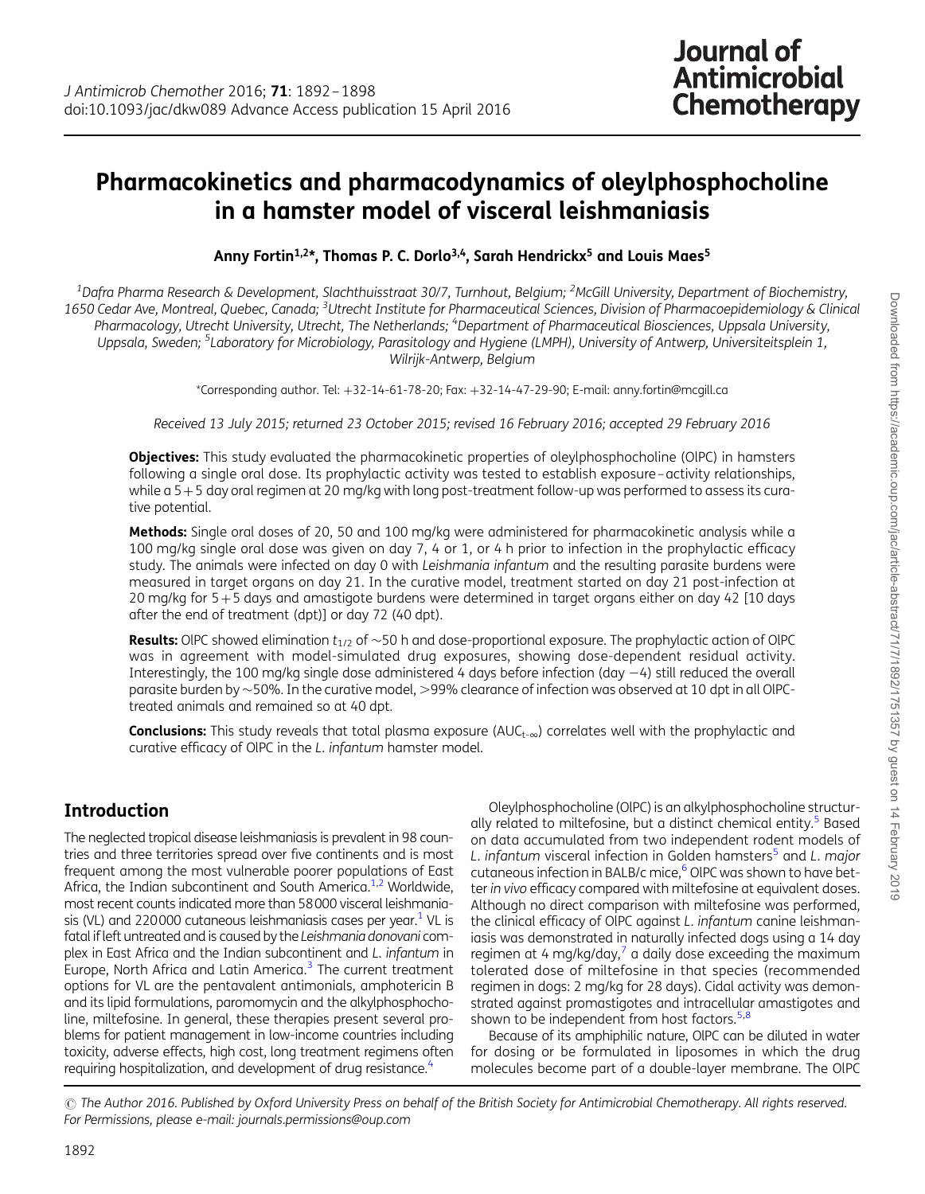# Pharmacokinetics and pharmacodynamics of oleylphosphocholine in a hamster model of visceral leishmaniasis

**Anny Fortin[1,2]\*, Thomas P. C. Dorlo[3,4], Sarah Hendrickx[5] and Louis Maes[5]**

[1]Dafra Pharma Research & Development, Slachthuisstraat 30/7, Turnhout, Belgium; [2]McGill University, Department of Biochemistry, 1650 Cedar Ave, Montreal, Quebec, Canada; [3]Utrecht Institute for Pharmaceutical Sciences, Division of Pharmacoepidemiology & Clinical Pharmacology, Utrecht University, Utrecht, The Netherlands; [4]Department of Pharmaceutical Biosciences, Uppsala University, Uppsala, Sweden; [5]Laboratory for Microbiology, Parasitology and Hygiene (LMPH), University of Antwerp, Universiteitsplein 1, Wilrijk-Antwerp, Belgium

\*Corresponding author. Tel: +32-14-61-78-20; Fax: +32-14-47-29-90; E-mail: anny.fortin@mcgill.ca

*Received 13 July 2015; returned 23 October 2015; revised 16 February 2016; accepted 29 February 2016*

**Objectives:** This study evaluated the pharmacokinetic properties of oleylphosphocholine (OlPC) in hamsters following a single oral dose. Its prophylactic activity was tested to establish exposure–activity relationships, while a 5+5 day oral regimen at 20 mg/kg with long post-treatment follow-up was performed to assess its curative potential.

**Methods:** Single oral doses of 20, 50 and 100 mg/kg were administered for pharmacokinetic analysis while a 100 mg/kg single oral dose was given on day 7, 4 or 1, or 4 h prior to infection in the prophylactic efficacy study. The animals were infected on day 0 with *Leishmania infantum* and the resulting parasite burdens were measured in target organs on day 21. In the curative model, treatment started on day 21 post-infection at 20 mg/kg for 5+5 days and amastigote burdens were determined in target organs either on day 42 [10 days after the end of treatment (dpt)] or day 72 (40 dpt).

**Results:** OlPC showed elimination $t_{1/2}$ of ~50 h and dose-proportional exposure. The prophylactic action of OlPC was in agreement with model-simulated drug exposures, showing dose-dependent residual activity. Interestingly, the 100 mg/kg single dose administered 4 days before infection (day −4) still reduced the overall parasite burden by ~50%. In the curative model, >99% clearance of infection was observed at 10 dpt in all OlPC-treated animals and remained so at 40 dpt.

**Conclusions:** This study reveals that total plasma exposure ($AUC_{t-\infty}$) correlates well with the prophylactic and curative efficacy of OlPC in the *L. infantum* hamster model.

## Introduction

The neglected tropical disease leishmaniasis is prevalent in 98 countries and three territories spread over five continents and is most frequent among the most vulnerable poorer populations of East Africa, the Indian subcontinent and South America.[1,2] Worldwide, most recent counts indicated more than 58000 visceral leishmaniasis (VL) and 220000 cutaneous leishmaniasis cases per year.[1] VL is fatal if left untreated and is caused by the *Leishmania donovani* complex in East Africa and the Indian subcontinent and *L. infantum* in Europe, North Africa and Latin America.[3] The current treatment options for VL are the pentavalent antimonials, amphotericin B and its lipid formulations, paromomycin and the alkylphosphocholine, miltefosine. In general, these therapies present several problems for patient management in low-income countries including toxicity, adverse effects, high cost, long treatment regimens often requiring hospitalization, and development of drug resistance.[4]

Oleylphosphocholine (OlPC) is an alkylphosphocholine structurally related to miltefosine, but a distinct chemical entity.[5] Based on data accumulated from two independent rodent models of *L. infantum* visceral infection in Golden hamsters[5] and *L. major* cutaneous infection in BALB/c mice,[6] OlPC was shown to have better *in vivo* efficacy compared with miltefosine at equivalent doses. Although no direct comparison with miltefosine was performed, the clinical efficacy of OlPC against *L. infantum* canine leishmaniasis was demonstrated in naturally infected dogs using a 14 day regimen at 4 mg/kg/day,[7] a daily dose exceeding the maximum tolerated dose of miltefosine in that species (recommended regimen in dogs: 2 mg/kg for 28 days). Cidal activity was demonstrated against promastigotes and intracellular amastigotes and shown to be independent from host factors.[5,8]

Because of its amphiphilic nature, OlPC can be diluted in water for dosing or be formulated in liposomes in which the drug molecules become part of a double-layer membrane. The OlPC

© The Author 2016. Published by Oxford University Press on behalf of the British Society for Antimicrobial Chemotherapy. All rights reserved. For Permissions, please e-mail: journals.permissions@oup.com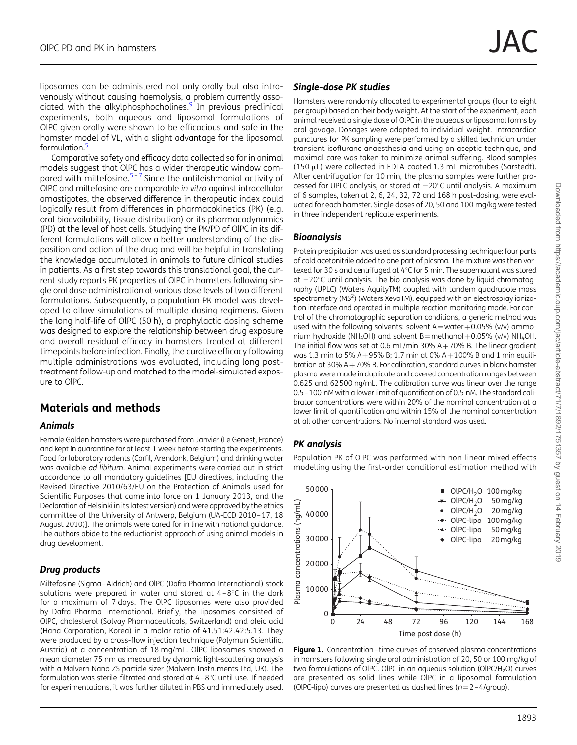liposomes can be administered not only orally but also intravenously without causing haemolysis, a problem currently associated with the alkylphosphocholines.[9] In previous preclinical experiments, both aqueous and liposomal formulations of OlPC given orally were shown to be efficacious and safe in the hamster model of VL, with a slight advantage for the liposomal formulation.[5]

Comparative safety and efficacy data collected so far in animal models suggest that OlPC has a wider therapeutic window compared with miltefosine.[5–7] Since the antileishmanial activity of OlPC and miltefosine are comparable *in vitro* against intracellular amastigotes, the observed difference in therapeutic index could logically result from differences in pharmacokinetics (PK) (e.g. oral bioavailability, tissue distribution) or its pharmacodynamics (PD) at the level of host cells. Studying the PK/PD of OlPC in its different formulations will allow a better understanding of the disposition and action of the drug and will be helpful in translating the knowledge accumulated in animals to future clinical studies in patients. As a first step towards this translational goal, the current study reports PK properties of OlPC in hamsters following single oral dose administration at various dose levels of two different formulations. Subsequently, a population PK model was developed to allow simulations of multiple dosing regimens. Given the long half-life of OlPC (50 h), a prophylactic dosing scheme was designed to explore the relationship between drug exposure and overall residual efficacy in hamsters treated at different timepoints before infection. Finally, the curative efficacy following multiple administrations was evaluated, including long post-treatment follow-up and matched to the model-simulated exposure to OlPC.

## Materials and methods

### Animals

Female Golden hamsters were purchased from Janvier (Le Genest, France) and kept in quarantine for at least 1 week before starting the experiments. Food for laboratory rodents (Carfil, Arendonk, Belgium) and drinking water was available *ad libitum*. Animal experiments were carried out in strict accordance to all mandatory guidelines [EU directives, including the Revised Directive 2010/63/EU on the Protection of Animals used for Scientific Purposes that came into force on 1 January 2013, and the Declaration of Helsinki in its latest version) and were approved by the ethics committee of the University of Antwerp, Belgium (UA-ECD 2010–17, 18 August 2010)]. The animals were cared for in line with national guidance. The authors abide to the reductionist approach of using animal models in drug development.

### Drug products

Miltefosine (Sigma–Aldrich) and OlPC (Dafra Pharma International) stock solutions were prepared in water and stored at 4–8°C in the dark for a maximum of 7 days. The OlPC liposomes were also provided by Dafra Pharma International. Briefly, the liposomes consisted of OlPC, cholesterol (Solvay Pharmaceuticals, Switzerland) and oleic acid (Hana Corporation, Korea) in a molar ratio of 41.51:42.42:5.13. They were produced by a cross-flow injection technique (Polymun Scientific, Austria) at a concentration of 18 mg/mL. OlPC liposomes showed a mean diameter 75 nm as measured by dynamic light-scattering analysis with a Malvern Nano ZS particle sizer (Malvern Instruments Ltd, UK). The formulation was sterile-filtrated and stored at 4–8°C until use. If needed for experimentations, it was further diluted in PBS and immediately used.

### Single-dose PK studies

Hamsters were randomly allocated to experimental groups (four to eight per group) based on their body weight. At the start of the experiment, each animal received a single dose of OlPC in the aqueous or liposomal forms by oral gavage. Dosages were adapted to individual weight. Intracardiac punctures for PK sampling were performed by a skilled technician under transient isoflurane anaesthesia and using an aseptic technique, and maximal care was taken to minimize animal suffering. Blood samples (150 μL) were collected in EDTA-coated 1.3 mL microtubes (Sarstedt). After centrifugation for 10 min, the plasma samples were further processed for UPLC analysis, or stored at −20°C until analysis. A maximum of 6 samples, taken at 2, 6, 24, 32, 72 and 168 h post-dosing, were evaluated for each hamster. Single doses of 20, 50 and 100 mg/kg were tested in three independent replicate experiments.

### Bioanalysis

Protein precipitation was used as standard processing technique: four parts of cold acetonitrile added to one part of plasma. The mixture was then vortexed for 30 s and centrifuged at 4°C for 5 min. The supernatant was stored at −20°C until analysis. The bio-analysis was done by liquid chromatography (UPLC) (Waters AquityTM) coupled with tandem quadrupole mass spectrometry ($MS^2$) (Waters XevoTM), equipped with an electrospray ionization interface and operated in multiple reaction monitoring mode. For control of the chromatographic separation conditions, a generic method was used with the following solvents: solvent A = water + 0.05% (v/v) ammonium hydroxide ($NH_4OH$) and solvent B = methanol + 0.05% (v/v) $NH_4OH$. The initial flow was set at 0.6 mL/min 30% A + 70% B. The linear gradient was 1.3 min to 5% A + 95% B; 1.7 min at 0% A + 100% B and 1 min equilibration at 30% A + 70% B. For calibration, standard curves in blank hamster plasma were made in duplicate and covered concentration ranges between 0.625 and 62 500 ng/mL. The calibration curve was linear over the range 0.5–100 nM with a lower limit of quantification of 0.5 nM. The standard calibrator concentrations were within 20% of the nominal concentration at a lower limit of quantification and within 15% of the nominal concentration at all other concentrations. No internal standard was used.

### PK analysis

Population PK of OlPC was performed with non-linear mixed effects modelling using the first-order conditional estimation method with

**Figure 1.** Concentration–time curves of observed plasma concentrations in hamsters following single oral administration of 20, 50 or 100 mg/kg of two formulations of OlPC. OlPC in an aqueous solution (OlPC/$H_2O$) curves are presented as solid lines while OlPC in a liposomal formulation (OlPC-lipo) curves are presented as dashed lines ($n = 2$–4/group).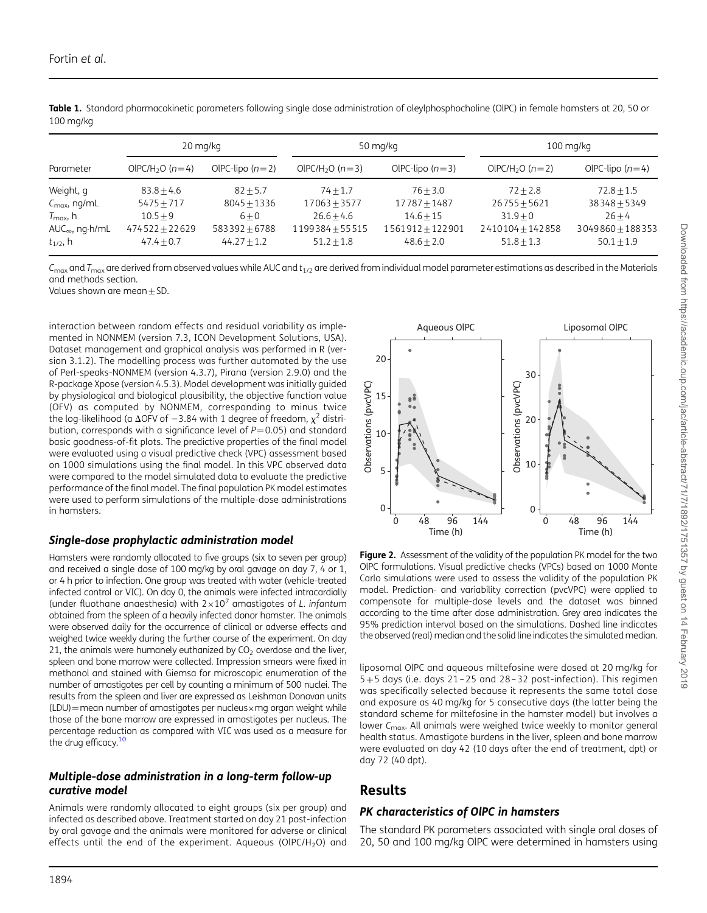**Table 1.** Standard pharmacokinetic parameters following single dose administration of oleylphosphocholine (OlPC) in female hamsters at 20, 50 or 100 mg/kg

| Parameter | 20 mg/kg | | 50 mg/kg | | 100 mg/kg | |
|---|---|---|---|---|---|---|
| | OlPC/$H_2O$ ($n=4$) | OlPC-lipo ($n=2$) | OlPC/$H_2O$ ($n=3$) | OlPC-lipo ($n=3$) | OlPC/$H_2O$ ($n=2$) | OlPC-lipo ($n=4$) |
| Weight, g | 83.8±4.6 | 82±5.7 | 74±1.7 | 76±3.0 | 72±2.8 | 72.8±1.5 |
| $C_{max}$, ng/mL | 5475±717 | 8045±1336 | 17063±3577 | 17787±1487 | 26755±5621 | 38348±5349 |
| $T_{max}$, h | 10.5±9 | 6±0 | 26.6±4.6 | 14.6±15 | 31.9±0 | 26±4 |
| $AUC_{\infty}$, ng·h/mL | 474522±22629 | 583392±6788 | 1199384±55515 | 1561912±122901 | 2410104±142858 | 3049860±188353 |
| $t_{1/2}$, h | 47.4±0.7 | 44.27±1.2 | 51.2±1.8 | 48.6±2.0 | 51.8±1.3 | 50.1±1.9 |

$C_{max}$ and $T_{max}$ are derived from observed values while AUC and $t_{1/2}$ are derived from individual model parameter estimations as described in the Materials and methods section.

Values shown are mean±SD.

interaction between random effects and residual variability as implemented in NONMEM (version 7.3, ICON Development Solutions, USA). Dataset management and graphical analysis was performed in R (version 3.1.2). The modelling process was further automated by the use of Perl-speaks-NONMEM (version 4.3.7), Pirana (version 2.9.0) and the R-package Xpose (version 4.5.3). Model development was initially guided by physiological and biological plausibility, the objective function value (OFV) as computed by NONMEM, corresponding to minus twice the log-likelihood (a ΔOFV of −3.84 with 1 degree of freedom, $\chi^2$ distribution, corresponds with a significance level of $P=0.05$) and standard basic goodness-of-fit plots. The predictive properties of the final model were evaluated using a visual predictive check (VPC) assessment based on 1000 simulations using the final model. In this VPC observed data were compared to the model simulated data to evaluate the predictive performance of the final model. The final population PK model estimates were used to perform simulations of the multiple-dose administrations in hamsters.

### Single-dose prophylactic administration model

Hamsters were randomly allocated to five groups (six to seven per group) and received a single dose of 100 mg/kg by oral gavage on day 7, 4 or 1, or 4 h prior to infection. One group was treated with water (vehicle-treated infected control or VIC). On day 0, the animals were infected intracardially (under fluothane anaesthesia) with $2\times10^7$ amastigotes of *L. infantum* obtained from the spleen of a heavily infected donor hamster. The animals were observed daily for the occurrence of clinical or adverse effects and weighed twice weekly during the further course of the experiment. On day 21, the animals were humanely euthanized by $CO_2$ overdose and the liver, spleen and bone marrow were collected. Impression smears were fixed in methanol and stained with Giemsa for microscopic enumeration of the number of amastigotes per cell by counting a minimum of 500 nuclei. The results from the spleen and liver are expressed as Leishman Donovan units (LDU)=mean number of amastigotes per nucleus×mg organ weight while those of the bone marrow are expressed in amastigotes per nucleus. The percentage reduction as compared with VIC was used as a measure for the drug efficacy.[10]

### Multiple-dose administration in a long-term follow-up curative model

Animals were randomly allocated to eight groups (six per group) and infected as described above. Treatment started on day 21 post-infection by oral gavage and the animals were monitored for adverse or clinical effects until the end of the experiment. Aqueous (OlPC/$H_2O$) and liposomal OlPC and aqueous miltefosine were dosed at 20 mg/kg for 5+5 days (i.e. days 21–25 and 28–32 post-infection). This regimen was specifically selected because it represents the same total dose and exposure as 40 mg/kg for 5 consecutive days (the latter being the standard scheme for miltefosine in the hamster model) but involves a lower $C_{max}$. All animals were weighed twice weekly to monitor general health status. Amastigote burdens in the liver, spleen and bone marrow were evaluated on day 42 (10 days after the end of treatment, dpt) or day 72 (40 dpt).

**Figure 2.** Assessment of the validity of the population PK model for the two OlPC formulations. Visual predictive checks (VPCs) based on 1000 Monte Carlo simulations were used to assess the validity of the population PK model. Prediction- and variability correction (pvcVPC) were applied to compensate for multiple-dose levels and the dataset was binned according to the time after dose administration. Grey area indicates the 95% prediction interval based on the simulations. Dashed line indicates the observed (real) median and the solid line indicates the simulated median.

## Results

### PK characteristics of OlPC in hamsters

The standard PK parameters associated with single oral doses of 20, 50 and 100 mg/kg OlPC were determined in hamsters using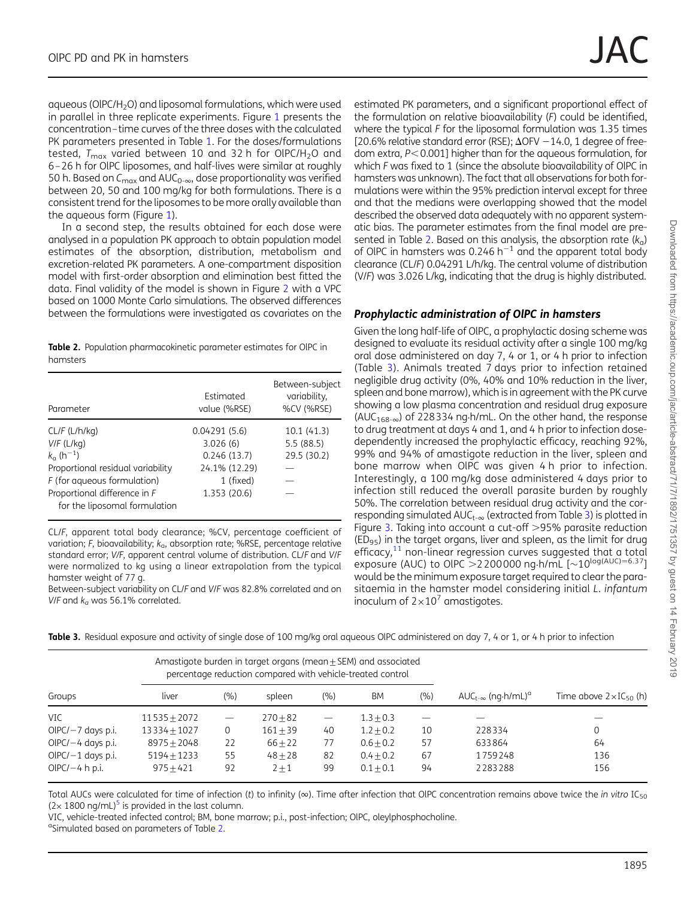aqueous (OlPC/$H_2O$) and liposomal formulations, which were used in parallel in three replicate experiments. Figure 1 presents the concentration–time curves of the three doses with the calculated PK parameters presented in Table 1. For the doses/formulations tested, $T_{max}$ varied between 10 and 32 h for OlPC/$H_2O$ and 6–26 h for OlPC liposomes, and half-lives were similar at roughly 50 h. Based on $C_{max}$ and $AUC_{0-\infty}$, dose proportionality was verified between 20, 50 and 100 mg/kg for both formulations. There is a consistent trend for the liposomes to be more orally available than the aqueous form (Figure 1).

In a second step, the results obtained for each dose were analysed in a population PK approach to obtain population model estimates of the absorption, distribution, metabolism and excretion-related PK parameters. A one-compartment disposition model with first-order absorption and elimination best fitted the data. Final validity of the model is shown in Figure 2 with a VPC based on 1000 Monte Carlo simulations. The observed differences between the formulations were investigated as covariates on the estimated PK parameters, and a significant proportional effect of the formulation on relative bioavailability (*F*) could be identified, where the typical *F* for the liposomal formulation was 1.35 times [20.6% relative standard error (RSE); ΔOFV −14.0, 1 degree of freedom extra, $P<0.001$] higher than for the aqueous formulation, for which *F* was fixed to 1 (since the absolute bioavailability of OlPC in hamsters was unknown). The fact that all observations for both formulations were within the 95% prediction interval except for three and that the medians were overlapping showed that the model described the observed data adequately with no apparent systematic bias. The parameter estimates from the final model are presented in Table 2. Based on this analysis, the absorption rate ($k_a$) of OlPC in hamsters was 0.246 $h^{-1}$ and the apparent total body clearance (CL/*F*) 0.04291 L/h/kg. The central volume of distribution (*V*/*F*) was 3.026 L/kg, indicating that the drug is highly distributed.

**Table 2.** Population pharmacokinetic parameter estimates for OlPC in hamsters

| Parameter | Estimated value (%RSE) | Between-subject variability, %CV (%RSE) |
|---|---|---|
| CL/*F* (L/h/kg) | 0.04291 (5.6) | 10.1 (41.3) |
| *V*/*F* (L/kg) | 3.026 (6) | 5.5 (88.5) |
| $k_a$ ($h^{-1}$) | 0.246 (13.7) | 29.5 (30.2) |
| Proportional residual variability | 24.1% (12.29) | — |
| *F* (for aqueous formulation) | 1 (fixed) | — |
| Proportional difference in *F* for the liposomal formulation | 1.353 (20.6) | — |

CL/*F*, apparent total body clearance; %CV, percentage coefficient of variation; *F*, bioavailability; $k_a$, absorption rate; %RSE, percentage relative standard error; *V*/*F*, apparent central volume of distribution. CL/*F* and *V*/*F* were normalized to kg using a linear extrapolation from the typical hamster weight of 77 g.

Between-subject variability on CL/*F* and *V*/*F* was 82.8% correlated and on *V*/*F* and $k_a$ was 56.1% correlated.

### Prophylactic administration of OlPC in hamsters

Given the long half-life of OlPC, a prophylactic dosing scheme was designed to evaluate its residual activity after a single 100 mg/kg oral dose administered on day 7, 4 or 1, or 4 h prior to infection (Table 3). Animals treated 7 days prior to infection retained negligible drug activity (0%, 40% and 10% reduction in the liver, spleen and bone marrow), which is in agreement with the PK curve showing a low plasma concentration and residual drug exposure ($AUC_{168-\infty}$) of 228334 ng·h/mL. On the other hand, the response to drug treatment at days 4 and 1, and 4 h prior to infection dose-dependently increased the prophylactic efficacy, reaching 92%, 99% and 94% of amastigote reduction in the liver, spleen and bone marrow when OlPC was given 4 h prior to infection. Interestingly, a 100 mg/kg dose administered 4 days prior to infection still reduced the overall parasite burden by roughly 50%. The correlation between residual drug activity and the corresponding simulated $AUC_{t-\infty}$ (extracted from Table 3) is plotted in Figure 3. Taking into account a cut-off >95% parasite reduction ($ED_{95}$) in the target organs, liver and spleen, as the limit for drug efficacy,[11] non-linear regression curves suggested that a total exposure (AUC) to OlPC >2200000 ng·h/mL [$\sim10^{\log(AUC)=6.37}$] would be the minimum exposure target required to clear the parasitaemia in the hamster model considering initial *L. infantum* inoculum of $2\times10^7$ amastigotes.

**Table 3.** Residual exposure and activity of single dose of 100 mg/kg oral aqueous OlPC administered on day 7, 4 or 1, or 4 h prior to infection

| Groups | Amastigote burden in target organs (mean±SEM) and associated percentage reduction compared with vehicle-treated control | | | | | | $AUC_{t-\infty}$ (ng·h/mL)[a] | Time above $2\times IC_{50}$ (h) |
|---|---|---|---|---|---|---|---|---|
| | liver | (%) | spleen | (%) | BM | (%) | | |
| VIC | 11535±2072 | — | 270±82 | — | 1.3±0.3 | — | — | — |
| OlPC/−7 days p.i. | 13334±1027 | 0 | 161±39 | 40 | 1.2±0.2 | 10 | 228334 | 0 |
| OlPC/−4 days p.i. | 8975±2048 | 22 | 66±22 | 77 | 0.6±0.2 | 57 | 633864 | 64 |
| OlPC/−1 days p.i. | 5194±1233 | 55 | 48±28 | 82 | 0.4±0.2 | 67 | 1759248 | 136 |
| OlPC/−4 h p.i. | 975±421 | 92 | 2±1 | 99 | 0.1±0.1 | 94 | 2283288 | 156 |

Total AUCs were calculated for time of infection (*t*) to infinity (∞). Time after infection that OlPC concentration remains above twice the *in vitro* $IC_{50}$ (2× 1800 ng/mL)[5] is provided in the last column.

VIC, vehicle-treated infected control; BM, bone marrow; p.i., post-infection; OlPC, oleylphosphocholine.

[a]Simulated based on parameters of Table 2.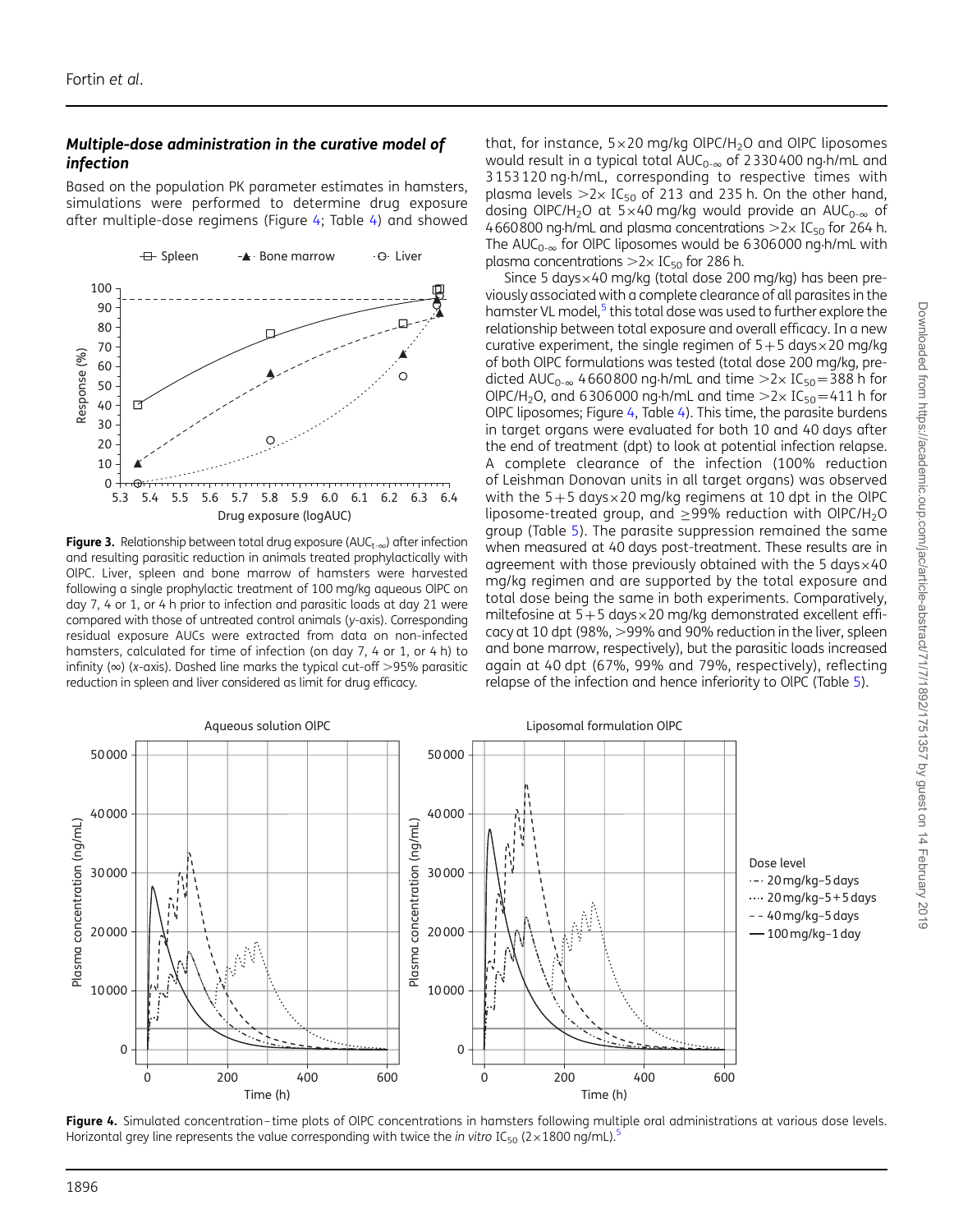### *Multiple-dose administration in the curative model of infection*

Based on the population PK parameter estimates in hamsters, simulations were performed to determine drug exposure after multiple-dose regimens (Figure 4; Table 4) and showed that, for instance, 5×20 mg/kg OlPC/$H_2O$ and OlPC liposomes would result in a typical total $AUC_{0-\infty}$ of 2330400 ng·h/mL and 3153120 ng·h/mL, corresponding to respective times with plasma levels >2× $IC_{50}$ of 213 and 235 h. On the other hand, dosing OlPC/$H_2O$ at 5×40 mg/kg would provide an $AUC_{0-\infty}$ of 4660800 ng·h/mL and plasma concentrations >2× $IC_{50}$ for 264 h. The $AUC_{0-\infty}$ for OlPC liposomes would be 6306000 ng·h/mL with plasma concentrations >2× $IC_{50}$ for 286 h.

**Figure 3.** Relationship between total drug exposure ($AUC_{t-\infty}$) after infection and resulting parasitic reduction in animals treated prophylactically with OlPC. Liver, spleen and bone marrow of hamsters were harvested following a single prophylactic treatment of 100 mg/kg aqueous OlPC on day 7, 4 or 1, or 4 h prior to infection and parasitic loads at day 21 were compared with those of untreated control animals (y-axis). Corresponding residual exposure AUCs were extracted from data on non-infected hamsters, calculated for time of infection (on day 7, 4 or 1, or 4 h) to infinity (∞) (x-axis). Dashed line marks the typical cut-off >95% parasitic reduction in spleen and liver considered as limit for drug efficacy.

Since 5 days×40 mg/kg (total dose 200 mg/kg) has been previously associated with a complete clearance of all parasites in the hamster VL model,[5] this total dose was used to further explore the relationship between total exposure and overall efficacy. In a new curative experiment, the single regimen of 5+5 days×20 mg/kg of both OlPC formulations was tested (total dose 200 mg/kg, predicted $AUC_{0-\infty}$ 4660800 ng·h/mL and time >2× $IC_{50}$=388 h for OlPC/$H_2O$, and 6306000 ng·h/mL and time >2× $IC_{50}$=411 h for OlPC liposomes; Figure 4, Table 4). This time, the parasite burdens in target organs were evaluated for both 10 and 40 days after the end of treatment (dpt) to look at potential infection relapse. A complete clearance of the infection (100% reduction of Leishman Donovan units in all target organs) was observed with the 5+5 days×20 mg/kg regimens at 10 dpt in the OlPC liposome-treated group, and ≥99% reduction with OlPC/$H_2O$ group (Table 5). The parasite suppression remained the same when measured at 40 days post-treatment. These results are in agreement with those previously obtained with the 5 days×40 mg/kg regimen and are supported by the total exposure and total dose being the same in both experiments. Comparatively, miltefosine at 5+5 days×20 mg/kg demonstrated excellent efficacy at 10 dpt (98%, >99% and 90% reduction in the liver, spleen and bone marrow, respectively), but the parasitic loads increased again at 40 dpt (67%, 99% and 79%, respectively), reflecting relapse of the infection and hence inferiority to OlPC (Table 5).

**Figure 4.** Simulated concentration–time plots of OlPC concentrations in hamsters following multiple oral administrations at various dose levels. Horizontal grey line represents the value corresponding with twice the *in vitro* $IC_{50}$ (2×1800 ng/mL).[5]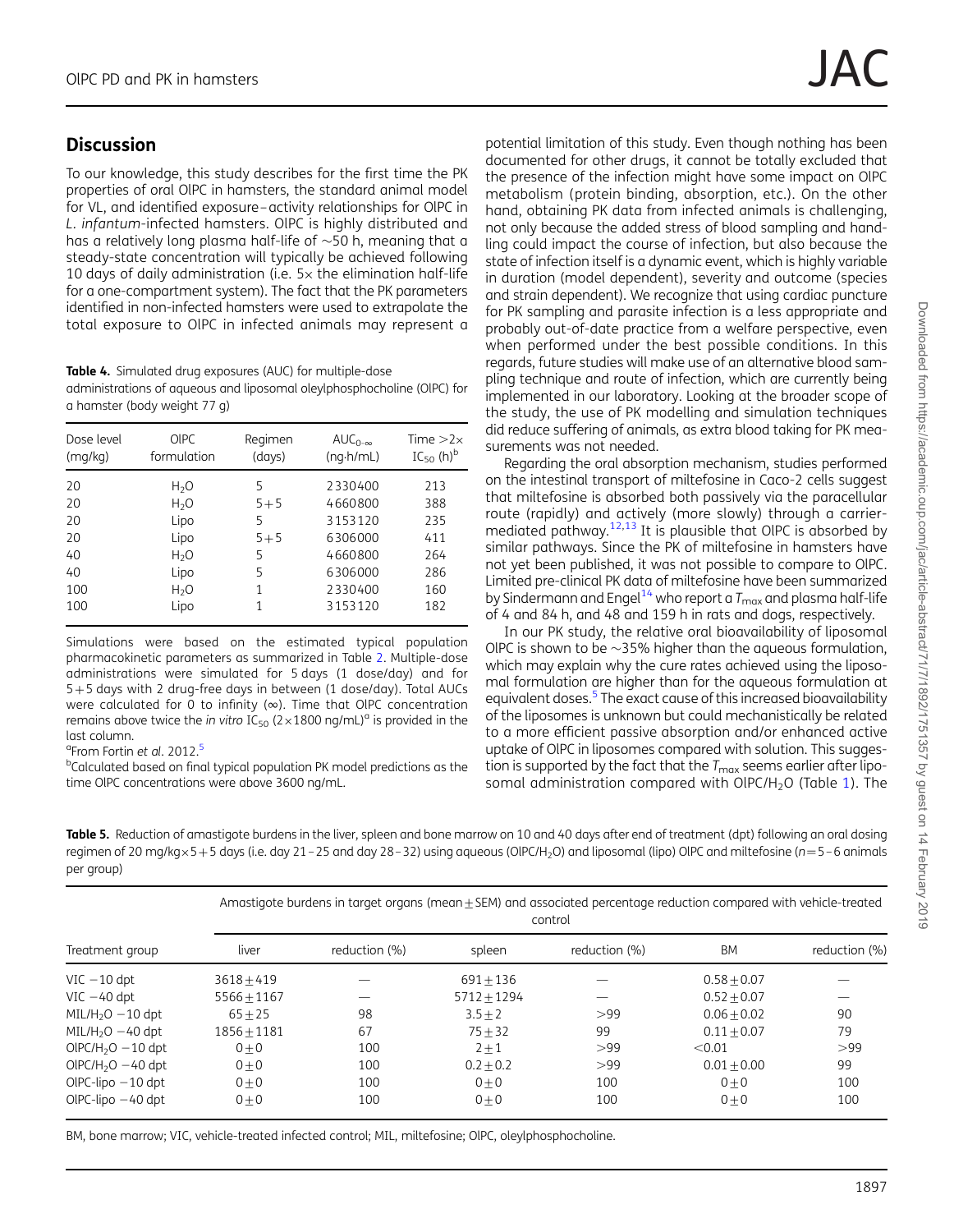## Discussion

To our knowledge, this study describes for the first time the PK properties of oral OlPC in hamsters, the standard animal model for VL, and identified exposure–activity relationships for OlPC in *L. infantum*-infected hamsters. OlPC is highly distributed and has a relatively long plasma half-life of ~50 h, meaning that a steady-state concentration will typically be achieved following 10 days of daily administration (i.e. 5× the elimination half-life for a one-compartment system). The fact that the PK parameters identified in non-infected hamsters were used to extrapolate the total exposure to OlPC in infected animals may represent a potential limitation of this study. Even though nothing has been documented for other drugs, it cannot be totally excluded that the presence of the infection might have some impact on OlPC metabolism (protein binding, absorption, etc.). On the other hand, obtaining PK data from infected animals is challenging, not only because the added stress of blood sampling and handling could impact the course of infection, but also because the state of infection itself is a dynamic event, which is highly variable in duration (model dependent), severity and outcome (species and strain dependent). We recognize that using cardiac puncture for PK sampling and parasite infection is a less appropriate and probably out-of-date practice from a welfare perspective, even when performed under the best possible conditions. In this regards, future studies will make use of an alternative blood sampling technique and route of infection, which are currently being implemented in our laboratory. Looking at the broader scope of the study, the use of PK modelling and simulation techniques did reduce suffering of animals, as extra blood taking for PK measurements was not needed.

**Table 4.** Simulated drug exposures (AUC) for multiple-dose administrations of aqueous and liposomal oleylphosphocholine (OlPC) for a hamster (body weight 77 g)

| Dose level (mg/kg) | OlPC formulation | Regimen (days) | $AUC_{0-\infty}$ (ng·h/mL) | Time >2× $IC_{50}$ (h)[b] |
|---|---|---|---|---|
| 20 | $H_2O$ | 5 | 2330400 | 213 |
| 20 | $H_2O$ | 5+5 | 4660800 | 388 |
| 20 | Lipo | 5 | 3153120 | 235 |
| 20 | Lipo | 5+5 | 6306000 | 411 |
| 40 | $H_2O$ | 5 | 4660800 | 264 |
| 40 | Lipo | 5 | 6306000 | 286 |
| 100 | $H_2O$ | 1 | 2330400 | 160 |
| 100 | Lipo | 1 | 3153120 | 182 |

Simulations were based on the estimated typical population pharmacokinetic parameters as summarized in Table 2. Multiple-dose administrations were simulated for 5 days (1 dose/day) and for 5+5 days with 2 drug-free days in between (1 dose/day). Total AUCs were calculated for 0 to infinity (∞). Time that OlPC concentration remains above twice the *in vitro* $IC_{50}$ (2×1800 ng/mL)[a] is provided in the last column.

[a]From Fortin *et al*. 2012.[5]

[b]Calculated based on final typical population PK model predictions as the time OlPC concentrations were above 3600 ng/mL.

Regarding the oral absorption mechanism, studies performed on the intestinal transport of miltefosine in Caco-2 cells suggest that miltefosine is absorbed both passively via the paracellular route (rapidly) and actively (more slowly) through a carrier-mediated pathway.[12,13] It is plausible that OlPC is absorbed by similar pathways. Since the PK of miltefosine in hamsters have not yet been published, it was not possible to compare to OlPC. Limited pre-clinical PK data of miltefosine have been summarized by Sindermann and Engel[14] who report a $T_{max}$ and plasma half-life of 4 and 84 h, and 48 and 159 h in rats and dogs, respectively.

In our PK study, the relative oral bioavailability of liposomal OlPC is shown to be ~35% higher than the aqueous formulation, which may explain why the cure rates achieved using the liposomal formulation are higher than for the aqueous formulation at equivalent doses.[5] The exact cause of this increased bioavailability of the liposomes is unknown but could mechanistically be related to a more efficient passive absorption and/or enhanced active uptake of OlPC in liposomes compared with solution. This suggestion is supported by the fact that the $T_{max}$ seems earlier after liposomal administration compared with OlPC/$H_2O$ (Table 1). The

**Table 5.** Reduction of amastigote burdens in the liver, spleen and bone marrow on 10 and 40 days after end of treatment (dpt) following an oral dosing regimen of 20 mg/kg×5+5 days (i.e. day 21–25 and day 28–32) using aqueous (OlPC/$H_2O$) and liposomal (lipo) OlPC and miltefosine ($n$=5–6 animals per group)

| Treatment group | Amastigote burdens in target organs (mean±SEM) and associated percentage reduction compared with vehicle-treated control | | | | | |
|---|---|---|---|---|---|---|
| | liver | reduction (%) | spleen | reduction (%) | BM | reduction (%) |
| VIC −10 dpt | 3618±419 | — | 691±136 | — | 0.58±0.07 | — |
| VIC −40 dpt | 5566±1167 | — | 5712±1294 | — | 0.52±0.07 | — |
| MIL/$H_2O$ −10 dpt | 65±25 | 98 | 3.5±2 | >99 | 0.06±0.02 | 90 |
| MIL/$H_2O$ −40 dpt | 1856±1181 | 67 | 75±32 | 99 | 0.11±0.07 | 79 |
| OlPC/$H_2O$ −10 dpt | 0±0 | 100 | 2±1 | >99 | <0.01 | >99 |
| OlPC/$H_2O$ −40 dpt | 0±0 | 100 | 0.2±0.2 | >99 | 0.01±0.00 | 99 |
| OlPC-lipo −10 dpt | 0±0 | 100 | 0±0 | 100 | 0±0 | 100 |
| OlPC-lipo −40 dpt | 0±0 | 100 | 0±0 | 100 | 0±0 | 100 |

BM, bone marrow; VIC, vehicle-treated infected control; MIL, miltefosine; OlPC, oleylphosphocholine.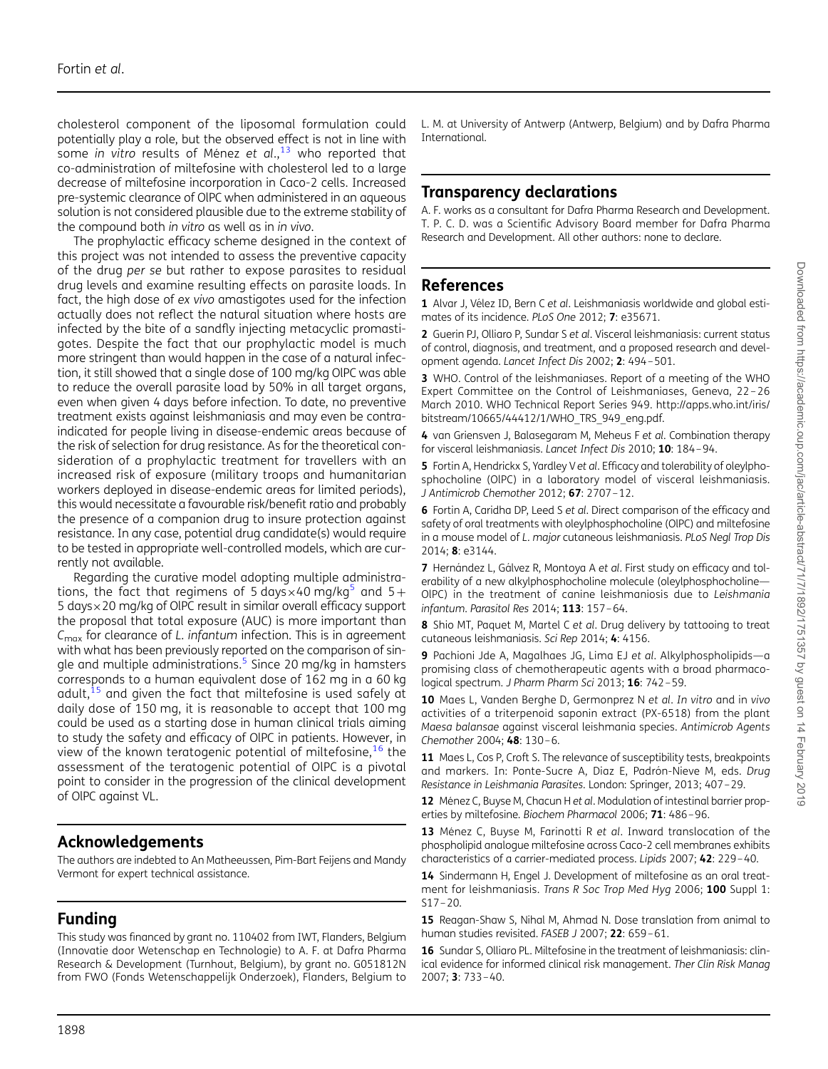cholesterol component of the liposomal formulation could potentially play a role, but the observed effect is not in line with some *in vitro* results of Ménez *et al.*,[13] who reported that co-administration of miltefosine with cholesterol led to a large decrease of miltefosine incorporation in Caco-2 cells. Increased pre-systemic clearance of OlPC when administered in an aqueous solution is not considered plausible due to the extreme stability of the compound both *in vitro* as well as in *in vivo*.

The prophylactic efficacy scheme designed in the context of this project was not intended to assess the preventive capacity of the drug *per se* but rather to expose parasites to residual drug levels and examine resulting effects on parasite loads. In fact, the high dose of *ex vivo* amastigotes used for the infection actually does not reflect the natural situation where hosts are infected by the bite of a sandfly injecting metacyclic promastigotes. Despite the fact that our prophylactic model is much more stringent than would happen in the case of a natural infection, it still showed that a single dose of 100 mg/kg OlPC was able to reduce the overall parasite load by 50% in all target organs, even when given 4 days before infection. To date, no preventive treatment exists against leishmaniasis and may even be contraindicated for people living in disease-endemic areas because of the risk of selection for drug resistance. As for the theoretical consideration of a prophylactic treatment for travellers with an increased risk of exposure (military troops and humanitarian workers deployed in disease-endemic areas for limited periods), this would necessitate a favourable risk/benefit ratio and probably the presence of a companion drug to insure protection against resistance. In any case, potential drug candidate(s) would require to be tested in appropriate well-controlled models, which are currently not available.

Regarding the curative model adopting multiple administrations, the fact that regimens of 5 days×40 mg/kg[5] and 5+ 5 days×20 mg/kg of OlPC result in similar overall efficacy support the proposal that total exposure (AUC) is more important than $C_{max}$ for clearance of *L. infantum* infection. This is in agreement with what has been previously reported on the comparison of single and multiple administrations.[5] Since 20 mg/kg in hamsters corresponds to a human equivalent dose of 162 mg in a 60 kg adult,[15] and given the fact that miltefosine is used safely at daily dose of 150 mg, it is reasonable to accept that 100 mg could be used as a starting dose in human clinical trials aiming to study the safety and efficacy of OlPC in patients. However, in view of the known teratogenic potential of miltefosine,[16] the assessment of the teratogenic potential of OlPC is a pivotal point to consider in the progression of the clinical development of OlPC against VL.

## Acknowledgements

The authors are indebted to An Matheeussen, Pim-Bart Feijens and Mandy Vermont for expert technical assistance.

## Funding

This study was financed by grant no. 110402 from IWT, Flanders, Belgium (Innovatie door Wetenschap en Technologie) to A. F. at Dafra Pharma Research & Development (Turnhout, Belgium), by grant no. G051812N from FWO (Fonds Wetenschappelijk Onderzoek), Flanders, Belgium to L. M. at University of Antwerp (Antwerp, Belgium) and by Dafra Pharma International.

## Transparency declarations

A. F. works as a consultant for Dafra Pharma Research and Development. T. P. C. D. was a Scientific Advisory Board member for Dafra Pharma Research and Development. All other authors: none to declare.

## References

**1** Alvar J, Vélez ID, Bern C *et al*. Leishmaniasis worldwide and global estimates of its incidence. *PLoS One* 2012; **7**: e35671.

**2** Guerin PJ, Olliaro P, Sundar S *et al*. Visceral leishmaniasis: current status of control, diagnosis, and treatment, and a proposed research and development agenda. *Lancet Infect Dis* 2002; **2**: 494–501.

**3** WHO. Control of the leishmaniases. Report of a meeting of the WHO Expert Committee on the Control of Leishmaniases, Geneva, 22–26 March 2010. WHO Technical Report Series 949. http://apps.who.int/iris/bitstream/10665/44412/1/WHO_TRS_949_eng.pdf.

**4** van Griensven J, Balasegaram M, Meheus F *et al*. Combination therapy for visceral leishmaniasis. *Lancet Infect Dis* 2010; **10**: 184–94.

**5** Fortin A, Hendrickx S, Yardley V *et al*. Efficacy and tolerability of oleylphosphocholine (OlPC) in a laboratory model of visceral leishmaniasis. *J Antimicrob Chemother* 2012; **67**: 2707–12.

**6** Fortin A, Caridha DP, Leed S *et al*. Direct comparison of the efficacy and safety of oral treatments with oleylphosphocholine (OlPC) and miltefosine in a mouse model of *L. major* cutaneous leishmaniasis. *PLoS Negl Trop Dis* 2014; **8**: e3144.

**7** Hernández L, Gálvez R, Montoya A *et al*. First study on efficacy and tolerability of a new alkylphosphocholine molecule (oleylphosphocholine—OlPC) in the treatment of canine leishmaniosis due to *Leishmania infantum*. *Parasitol Res* 2014; **113**: 157–64.

**8** Shio MT, Paquet M, Martel C *et al*. Drug delivery by tattooing to treat cutaneous leishmaniasis. *Sci Rep* 2014; **4**: 4156.

**9** Pachioni Jde A, Magalhaes JG, Lima EJ *et al*. Alkylphospholipids—a promising class of chemotherapeutic agents with a broad pharmacological spectrum. *J Pharm Pharm Sci* 2013; **16**: 742–59.

**10** Maes L, Vanden Berghe D, Germonprez N *et al*. *In vitro* and *in vivo* activities of a triterpenoid saponin extract (PX-6518) from the plant *Maesa balansae* against visceral leishmania species. *Antimicrob Agents Chemother* 2004; **48**: 130–6.

**11** Maes L, Cos P, Croft S. The relevance of susceptibility tests, breakpoints and markers. In: Ponte-Sucre A, Diaz E, Padrón-Nieve M, eds. *Drug Resistance in Leishmania Parasites*. London: Springer, 2013; 407–29.

**12** Ménez C, Buyse M, Chacun H *et al*. Modulation of intestinal barrier properties by miltefosine. *Biochem Pharmacol* 2006; **71**: 486–96.

**13** Ménez C, Buyse M, Farinotti R *et al*. Inward translocation of the phospholipid analogue miltefosine across Caco-2 cell membranes exhibits characteristics of a carrier-mediated process. *Lipids* 2007; **42**: 229–40.

**14** Sindermann H, Engel J. Development of miltefosine as an oral treatment for leishmaniasis. *Trans R Soc Trop Med Hyg* 2006; **100** Suppl 1: S17–20.

**15** Reagan-Shaw S, Nihal M, Ahmad N. Dose translation from animal to human studies revisited. *FASEB J* 2007; **22**: 659–61.

**16** Sundar S, Olliaro PL. Miltefosine in the treatment of leishmaniasis: clinical evidence for informed clinical risk management. *Ther Clin Risk Manag* 2007; **3**: 733–40.